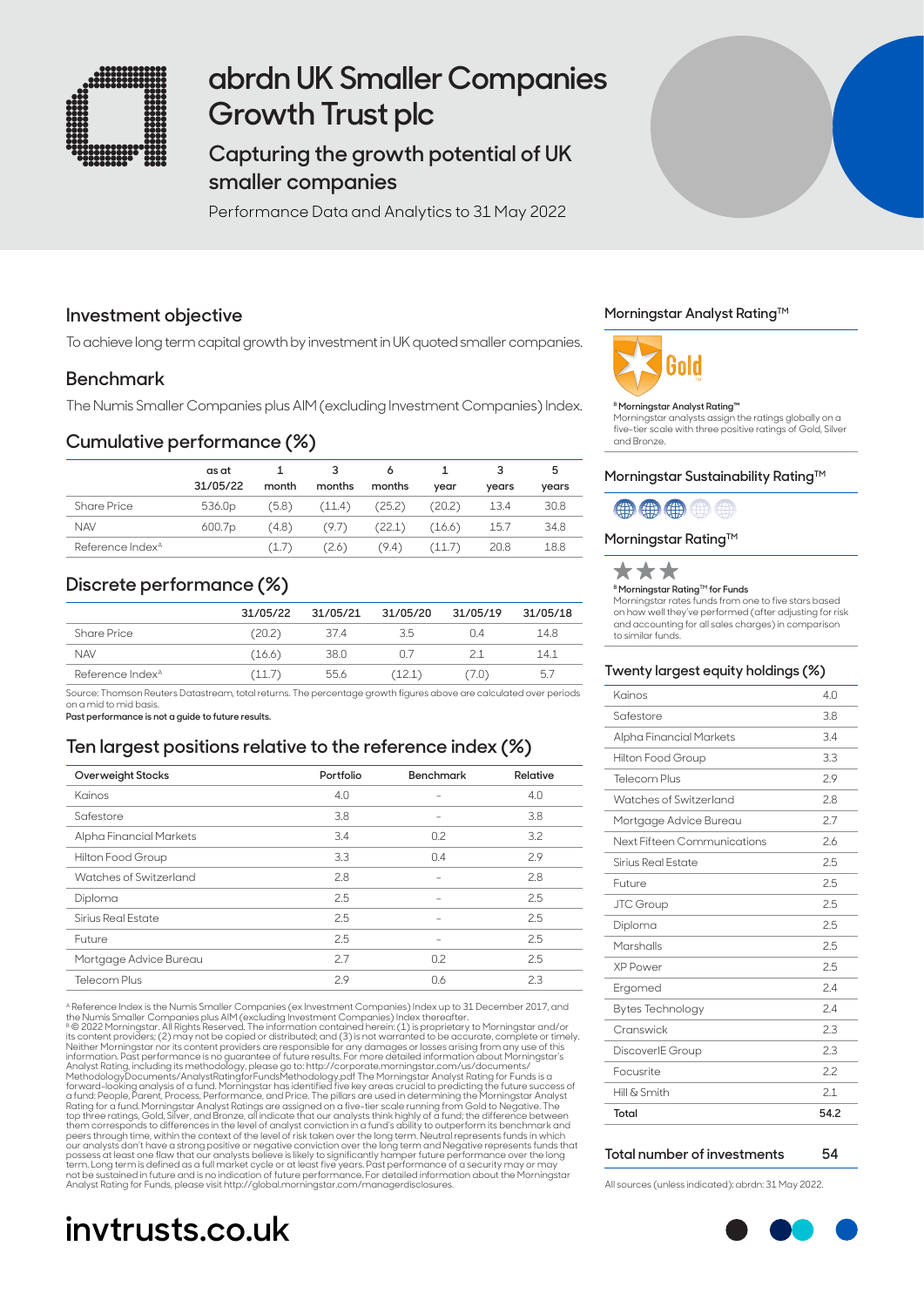# abrdn UK Smaller Companies Growth Trust plc

## Capturing the growth potential of UK smaller companies

Performance Data and Analytics to 31 May 2022

## Investment objective

To achieve long term capital growth by investment in UK quoted smaller companies.

## Benchmark

The Numis Smaller Companies plus AIM (excluding Investment Companies) Index.

## Cumulative performance (%)

| | as at 31/05/22 | 1 month | 3 months | 6 months | 1 year | 3 years | 5 years |
|---|---|---|---|---|---|---|---|
| Share Price | 536.0p | (5.8) | (11.4) | (25.2) | (20.2) | 13.4 | 30.8 |
| NAV | 600.7p | (4.8) | (9.7) | (22.1) | (16.6) | 15.7 | 34.8 |
| Reference Index[A] | | (1.7) | (2.6) | (9.4) | (11.7) | 20.8 | 18.8 |

## Discrete performance (%)

| | 31/05/22 | 31/05/21 | 31/05/20 | 31/05/19 | 31/05/18 |
|---|---|---|---|---|---|
| Share Price | (20.2) | 37.4 | 3.5 | 0.4 | 14.8 |
| NAV | (16.6) | 38.0 | 0.7 | 2.1 | 14.1 |
| Reference Index[A] | (11.7) | 55.6 | (12.1) | (7.0) | 5.7 |

Source: Thomson Reuters Datastream, total returns. The percentage growth figures above are calculated over periods on a mid to mid basis.

**Past performance is not a guide to future results.**

## Ten largest positions relative to the reference index (%)

| Overweight Stocks | Portfolio | Benchmark | Relative |
|---|---|---|---|
| Kainos | 4.0 | – | 4.0 |
| Safestore | 3.8 | – | 3.8 |
| Alpha Financial Markets | 3.4 | 0.2 | 3.2 |
| Hilton Food Group | 3.3 | 0.4 | 2.9 |
| Watches of Switzerland | 2.8 | – | 2.8 |
| Diploma | 2.5 | – | 2.5 |
| Sirius Real Estate | 2.5 | – | 2.5 |
| Future | 2.5 | – | 2.5 |
| Mortgage Advice Bureau | 2.7 | 0.2 | 2.5 |
| Telecom Plus | 2.9 | 0.6 | 2.3 |

[A] Reference Index is the Numis Smaller Companies (ex Investment Companies) Index up to 31 December 2017, and the Numis Smaller Companies plus AIM (excluding Investment Companies) Index thereafter.
[B] © 2022 Morningstar. All Rights Reserved. The information contained herein: (1) is proprietary to Morningstar and/or its content providers; (2) may not be copied or distributed; and (3) is not warranted to be accurate, complete or timely. Neither Morningstar nor its content providers are responsible for any damages or losses arising from any use of this information. Past performance is no guarantee of future results. For more detailed information about Morningstar's Analyst Rating, including its methodology, please go to: http://corporate.morningstar.com/us/documents/MethodologyDocuments/AnalystRatingforFundsMethodology.pdf The Morningstar Analyst Rating for Funds is a forward-looking analysis of a fund. Morningstar has identified five key areas crucial to predicting the future success of a fund: People, Parent, Process, Performance, and Price. The pillars are used in determining the Morningstar Analyst Rating for a fund. Morningstar Analyst Ratings are assigned on a five-tier scale running from Gold to Negative. The top three ratings, Gold, Silver, and Bronze, all indicate that our analysts think highly of a fund; the difference between them corresponds to differences in the level of analyst conviction in a fund's ability to outperform its benchmark and peers through time, within the context of the level of risk taken over the long term. Neutral represents funds in which our analysts don't have a strong positive or negative conviction over the long term and Negative represents funds that possess at least one flaw that our analysts believe is likely to significantly hamper future performance over the long term. Long term is defined as a full market cycle or at least five years. Past performance of a security may or may not be sustained in future and is no indication of future performance. For detailed information about the Morningstar Analyst Rating for Funds, please visit http://global.morningstar.com/managerdisclosures.

## Morningstar Analyst Rating™

Gold

[B] **Morningstar Analyst Rating™**
Morningstar analysts assign the ratings globally on a five-tier scale with three positive ratings of Gold, Silver and Bronze.

## Morningstar Sustainability Rating™

## Morningstar Rating™

★★★

[B] **Morningstar Rating™ for Funds**
Morningstar rates funds from one to five stars based on how well they've performed (after adjusting for risk and accounting for all sales charges) in comparison to similar funds.

## Twenty largest equity holdings (%)

| | |
|---|---|
| Kainos | 4.0 |
| Safestore | 3.8 |
| Alpha Financial Markets | 3.4 |
| Hilton Food Group | 3.3 |
| Telecom Plus | 2.9 |
| Watches of Switzerland | 2.8 |
| Mortgage Advice Bureau | 2.7 |
| Next Fifteen Communications | 2.6 |
| Sirius Real Estate | 2.5 |
| Future | 2.5 |
| JTC Group | 2.5 |
| Diploma | 2.5 |
| Marshalls | 2.5 |
| XP Power | 2.5 |
| Ergomed | 2.4 |
| Bytes Technology | 2.4 |
| Cranswick | 2.3 |
| DiscoverIE Group | 2.3 |
| Focusrite | 2.2 |
| Hill & Smith | 2.1 |
| **Total** | **54.2** |

**Total number of investments** 54

All sources (unless indicated): abrdn: 31 May 2022.

**invtrusts.co.uk**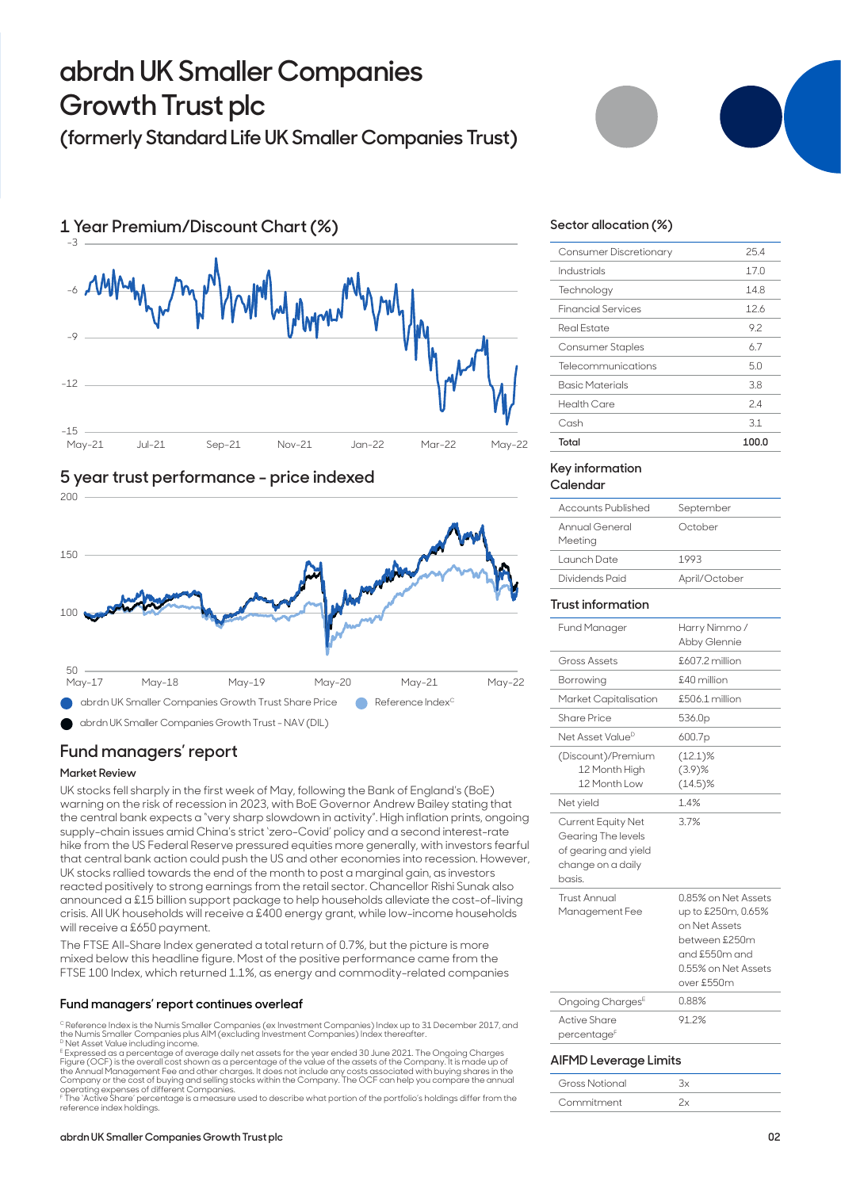# abrdn UK Smaller Companies Growth Trust plc

## (formerly Standard Life UK Smaller Companies Trust)

### 1 Year Premium/Discount Chart (%)

### 5 year trust performance – price indexed

abrdn UK Smaller Companies Growth Trust Share Price | Reference Index[C]

abrdn UK Smaller Companies Growth Trust – NAV (DIL)

## Fund managers' report

### Market Review

UK stocks fell sharply in the first week of May, following the Bank of England's (BoE) warning on the risk of recession in 2023, with BoE Governor Andrew Bailey stating that the central bank expects a "very sharp slowdown in activity". High inflation prints, ongoing supply-chain issues amid China's strict 'zero-Covid' policy and a second interest-rate hike from the US Federal Reserve pressured equities more generally, with investors fearful that central bank action could push the US and other economies into recession. However, UK stocks rallied towards the end of the month to post a marginal gain, as investors reacted positively to strong earnings from the retail sector. Chancellor Rishi Sunak also announced a £15 billion support package to help households alleviate the cost-of-living crisis. All UK households will receive a £400 energy grant, while low-income households will receive a £650 payment.

The FTSE All-Share Index generated a total return of 0.7%, but the picture is more mixed below this headline figure. Most of the positive performance came from the FTSE 100 Index, which returned 1.1%, as energy and commodity-related companies

**Fund managers' report continues overleaf**

[C] Reference Index is the Numis Smaller Companies (ex Investment Companies) Index up to 31 December 2017, and the Numis Smaller Companies plus AIM (excluding Investment Companies) Index thereafter.
[D] Net Asset Value including income.
[E] Expressed as a percentage of average daily net assets for the year ended 30 June 2021. The Ongoing Charges Figure (OCF) is the overall cost shown as a percentage of the value of the assets of the Company. It is made up of the Annual Management Fee and other charges. It does not include any costs associated with buying shares in the Company or the cost of buying and selling stocks within the Company. The OCF can help you compare the annual operating expenses of different Companies.
[F] The 'Active Share' percentage is a measure used to describe what portion of the portfolio's holdings differ from the reference index holdings.

### Sector allocation (%)

| | |
|---|---|
| Consumer Discretionary | 25.4 |
| Industrials | 17.0 |
| Technology | 14.8 |
| Financial Services | 12.6 |
| Real Estate | 9.2 |
| Consumer Staples | 6.7 |
| Telecommunications | 5.0 |
| Basic Materials | 3.8 |
| Health Care | 2.4 |
| Cash | 3.1 |
| **Total** | **100.0** |

### Key information
### Calendar

| | |
|---|---|
| Accounts Published | September |
| Annual General Meeting | October |
| Launch Date | 1993 |
| Dividends Paid | April/October |

### Trust information

| | |
|---|---|
| Fund Manager | Harry Nimmo / Abby Glennie |
| Gross Assets | £607.2 million |
| Borrowing | £40 million |
| Market Capitalisation | £506.1 million |
| Share Price | 536.0p |
| Net Asset Value[D] | 600.7p |
| (Discount)/Premium<br>12 Month High<br>12 Month Low | (12.1)%<br>(3.9)%<br>(14.5)% |
| Net yield | 1.4% |
| Current Equity Net Gearing The levels of gearing and yield change on a daily basis. | 3.7% |
| Trust Annual Management Fee | 0.85% on Net Assets up to £250m, 0.65% on Net Assets between £250m and £550m and 0.55% on Net Assets over £550m |
| Ongoing Charges[E] | 0.88% |
| Active Share percentage[F] | 91.2% |

### AIFMD Leverage Limits

| | |
|---|---|
| Gross Notional | 3x |
| Commitment | 2x |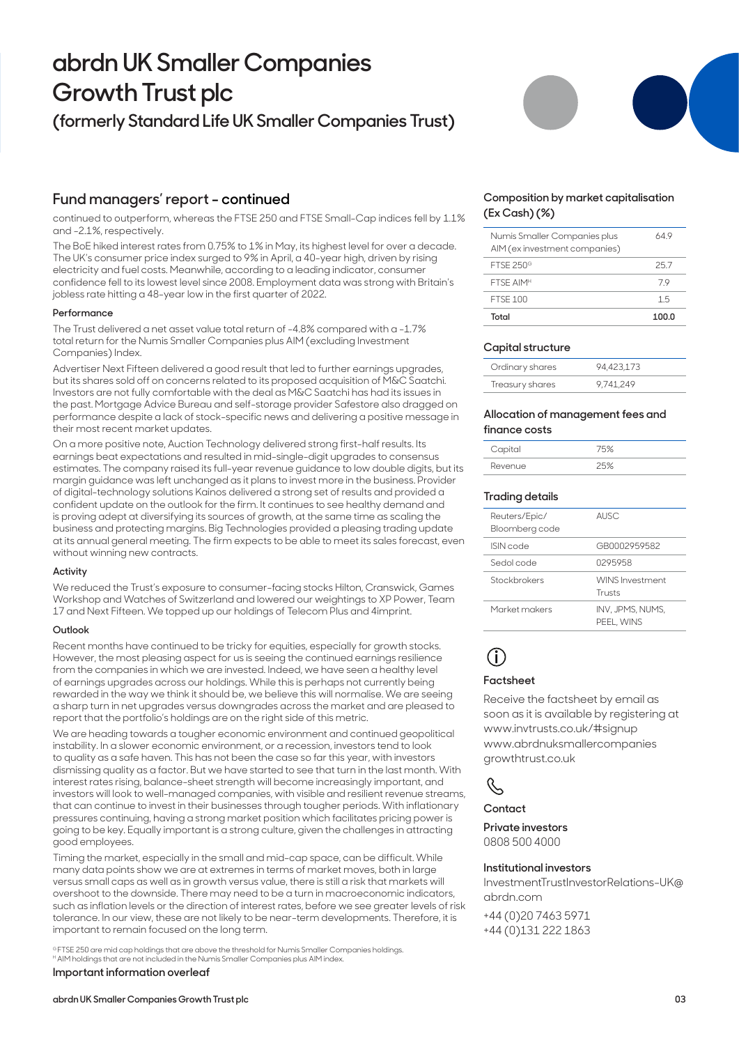# abrdn UK Smaller Companies Growth Trust plc

## (formerly Standard Life UK Smaller Companies Trust)

## Fund managers' report - continued

continued to outperform, whereas the FTSE 250 and FTSE Small-Cap indices fell by 1.1% and -2.1%, respectively.

The BoE hiked interest rates from 0.75% to 1% in May, its highest level for over a decade. The UK's consumer price index surged to 9% in April, a 40-year high, driven by rising electricity and fuel costs. Meanwhile, according to a leading indicator, consumer confidence fell to its lowest level since 2008. Employment data was strong with Britain's jobless rate hitting a 48-year low in the first quarter of 2022.

#### Performance

The Trust delivered a net asset value total return of -4.8% compared with a -1.7% total return for the Numis Smaller Companies plus AIM (excluding Investment Companies) Index.

Advertiser Next Fifteen delivered a good result that led to further earnings upgrades, but its shares sold off on concerns related to its proposed acquisition of M&C Saatchi. Investors are not fully comfortable with the deal as M&C Saatchi has had its issues in the past. Mortgage Advice Bureau and self-storage provider Safestore also dragged on performance despite a lack of stock-specific news and delivering a positive message in their most recent market updates.

On a more positive note, Auction Technology delivered strong first-half results. Its earnings beat expectations and resulted in mid-single-digit upgrades to consensus estimates. The company raised its full-year revenue guidance to low double digits, but its margin guidance was left unchanged as it plans to invest more in the business. Provider of digital-technology solutions Kainos delivered a strong set of results and provided a confident update on the outlook for the firm. It continues to see healthy demand and is proving adept at diversifying its sources of growth, at the same time as scaling the business and protecting margins. Big Technologies provided a pleasing trading update at its annual general meeting. The firm expects to be able to meet its sales forecast, even without winning new contracts.

#### Activity

We reduced the Trust's exposure to consumer-facing stocks Hilton, Cranswick, Games Workshop and Watches of Switzerland and lowered our weightings to XP Power, Team 17 and Next Fifteen. We topped up our holdings of Telecom Plus and 4imprint.

#### Outlook

Recent months have continued to be tricky for equities, especially for growth stocks. However, the most pleasing aspect for us is seeing the continued earnings resilience from the companies in which we are invested. Indeed, we have seen a healthy level of earnings upgrades across our holdings. While this is perhaps not currently being rewarded in the way we think it should be, we believe this will normalise. We are seeing a sharp turn in net upgrades versus downgrades across the market and are pleased to report that the portfolio's holdings are on the right side of this metric.

We are heading towards a tougher economic environment and continued geopolitical instability. In a slower economic environment, or a recession, investors tend to look to quality as a safe haven. This has not been the case so far this year, with investors dismissing quality as a factor. But we have started to see that turn in the last month. With interest rates rising, balance-sheet strength will become increasingly important, and investors will look to well-managed companies, with visible and resilient revenue streams, that can continue to invest in their businesses through tougher periods. With inflationary pressures continuing, having a strong market position which facilitates pricing power is going to be key. Equally important is a strong culture, given the challenges in attracting good employees.

Timing the market, especially in the small and mid-cap space, can be difficult. While many data points show we are at extremes in terms of market moves, both in large versus small caps as well as in growth versus value, there is still a risk that markets will overshoot to the downside. There may need to be a turn in macroeconomic indicators, such as inflation levels or the direction of interest rates, before we see greater levels of risk tolerance. In our view, these are not likely to be near-term developments. Therefore, it is important to remain focused on the long term.

[G] FTSE 250 are mid cap holdings that are above the threshold for Numis Smaller Companies holdings.
[H] AIM holdings that are not included in the Numis Smaller Companies plus AIM index.

**Important information overleaf**

### Composition by market capitalisation (Ex Cash) (%)

| | |
|---|---|
| Numis Smaller Companies plus AIM (ex investment companies) | 64.9 |
| FTSE 250[G] | 25.7 |
| FTSE AIM[H] | 7.9 |
| FTSE 100 | 1.5 |
| **Total** | **100.0** |

### Capital structure

| | |
|---|---|
| Ordinary shares | 94,423,173 |
| Treasury shares | 9,741,249 |

### Allocation of management fees and finance costs

| | |
|---|---|
| Capital | 75% |
| Revenue | 25% |

### Trading details

| | |
|---|---|
| Reuters/Epic/ Bloomberg code | AUSC |
| ISIN code | GB0002959582 |
| Sedol code | 0295958 |
| Stockbrokers | WINS Investment Trusts |
| Market makers | INV, JPMS, NUMS, PEEL, WINS |

### Factsheet

Receive the factsheet by email as soon as it is available by registering at www.invtrusts.co.uk/#signup
www.abrdnuksmallercompaniesgrowthtrust.co.uk

### Contact

**Private investors**
0808 500 4000

**Institutional investors**
InvestmentTrustInvestorRelations-UK@abrdn.com

+44 (0)20 7463 5971
+44 (0)131 222 1863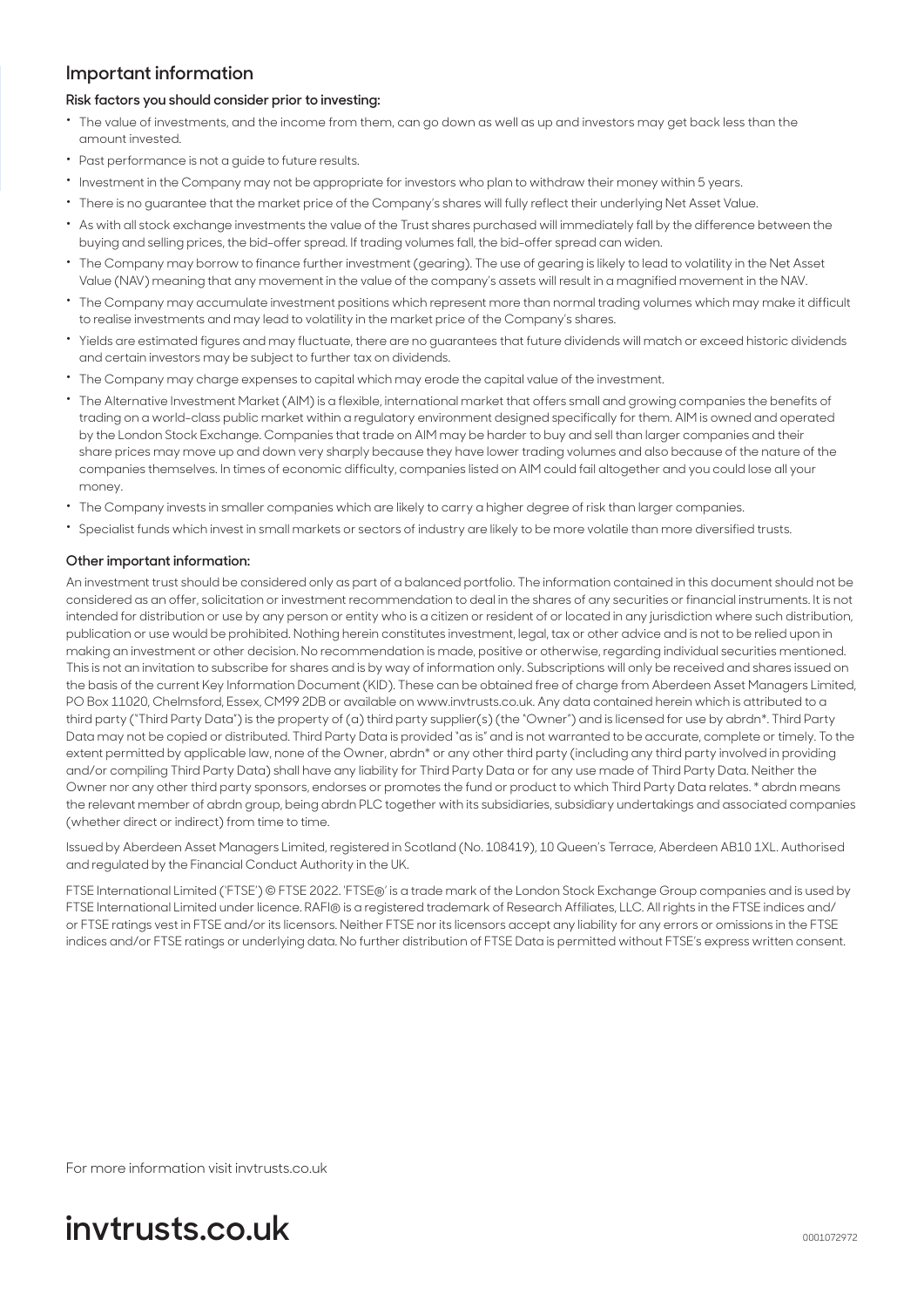## Important information

**Risk factors you should consider prior to investing:**

- The value of investments, and the income from them, can go down as well as up and investors may get back less than the amount invested.
- Past performance is not a guide to future results.
- Investment in the Company may not be appropriate for investors who plan to withdraw their money within 5 years.
- There is no guarantee that the market price of the Company's shares will fully reflect their underlying Net Asset Value.
- As with all stock exchange investments the value of the Trust shares purchased will immediately fall by the difference between the buying and selling prices, the bid-offer spread. If trading volumes fall, the bid-offer spread can widen.
- The Company may borrow to finance further investment (gearing). The use of gearing is likely to lead to volatility in the Net Asset Value (NAV) meaning that any movement in the value of the company's assets will result in a magnified movement in the NAV.
- The Company may accumulate investment positions which represent more than normal trading volumes which may make it difficult to realise investments and may lead to volatility in the market price of the Company's shares.
- Yields are estimated figures and may fluctuate, there are no guarantees that future dividends will match or exceed historic dividends and certain investors may be subject to further tax on dividends.
- The Company may charge expenses to capital which may erode the capital value of the investment.
- The Alternative Investment Market (AIM) is a flexible, international market that offers small and growing companies the benefits of trading on a world-class public market within a regulatory environment designed specifically for them. AIM is owned and operated by the London Stock Exchange. Companies that trade on AIM may be harder to buy and sell than larger companies and their share prices may move up and down very sharply because they have lower trading volumes and also because of the nature of the companies themselves. In times of economic difficulty, companies listed on AIM could fail altogether and you could lose all your money.
- The Company invests in smaller companies which are likely to carry a higher degree of risk than larger companies.
- Specialist funds which invest in small markets or sectors of industry are likely to be more volatile than more diversified trusts.

**Other important information:**

An investment trust should be considered only as part of a balanced portfolio. The information contained in this document should not be considered as an offer, solicitation or investment recommendation to deal in the shares of any securities or financial instruments. It is not intended for distribution or use by any person or entity who is a citizen or resident of or located in any jurisdiction where such distribution, publication or use would be prohibited. Nothing herein constitutes investment, legal, tax or other advice and is not to be relied upon in making an investment or other decision. No recommendation is made, positive or otherwise, regarding individual securities mentioned. This is not an invitation to subscribe for shares and is by way of information only. Subscriptions will only be received and shares issued on the basis of the current Key Information Document (KID). These can be obtained free of charge from Aberdeen Asset Managers Limited, PO Box 11020, Chelmsford, Essex, CM99 2DB or available on www.invtrusts.co.uk. Any data contained herein which is attributed to a third party ("Third Party Data") is the property of (a) third party supplier(s) (the "Owner") and is licensed for use by abrdn*. Third Party Data may not be copied or distributed. Third Party Data is provided "as is" and is not warranted to be accurate, complete or timely. To the extent permitted by applicable law, none of the Owner, abrdn* or any other third party (including any third party involved in providing and/or compiling Third Party Data) shall have any liability for Third Party Data or for any use made of Third Party Data. Neither the Owner nor any other third party sponsors, endorses or promotes the fund or product to which Third Party Data relates. * abrdn means the relevant member of abrdn group, being abrdn PLC together with its subsidiaries, subsidiary undertakings and associated companies (whether direct or indirect) from time to time.

Issued by Aberdeen Asset Managers Limited, registered in Scotland (No. 108419), 10 Queen's Terrace, Aberdeen AB10 1XL. Authorised and regulated by the Financial Conduct Authority in the UK.

FTSE International Limited ('FTSE') © FTSE 2022. 'FTSE®' is a trade mark of the London Stock Exchange Group companies and is used by FTSE International Limited under licence. RAFI® is a registered trademark of Research Affiliates, LLC. All rights in the FTSE indices and/or FTSE ratings vest in FTSE and/or its licensors. Neither FTSE nor its licensors accept any liability for any errors or omissions in the FTSE indices and/or FTSE ratings or underlying data. No further distribution of FTSE Data is permitted without FTSE's express written consent.

For more information visit invtrusts.co.uk

# invtrusts.co.uk

0001072972